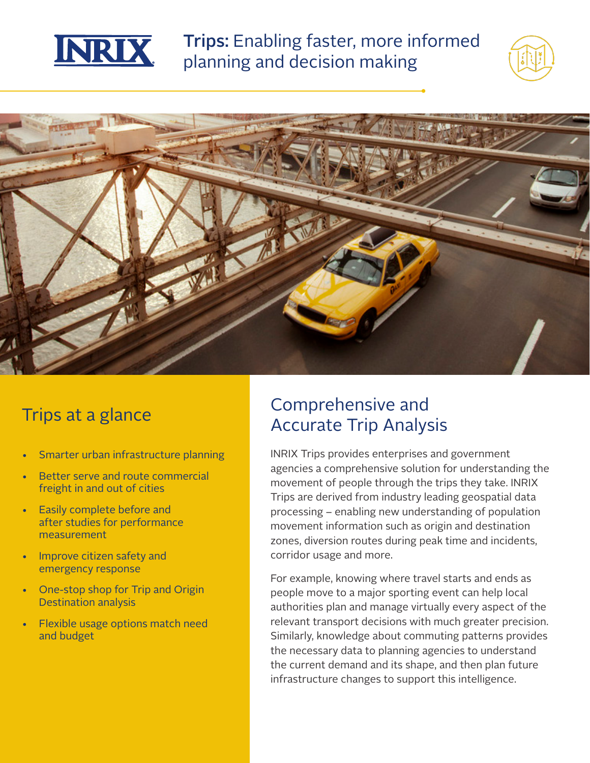# Trips: Enabling faster, more informed planning and decision making

## Trips at a glance

- Smarter urban infrastructure planning
- Better serve and route commercial freight in and out of cities
- Easily complete before and after studies for performance measurement
- Improve citizen safety and emergency response
- One-stop shop for Trip and Origin Destination analysis
- Flexible usage options match need and budget

## Comprehensive and Accurate Trip Analysis

INRIX Trips provides enterprises and government agencies a comprehensive solution for understanding the movement of people through the trips they take. INRIX Trips are derived from industry leading geospatial data processing – enabling new understanding of population movement information such as origin and destination zones, diversion routes during peak time and incidents, corridor usage and more.

For example, knowing where travel starts and ends as people move to a major sporting event can help local authorities plan and manage virtually every aspect of the relevant transport decisions with much greater precision. Similarly, knowledge about commuting patterns provides the necessary data to planning agencies to understand the current demand and its shape, and then plan future infrastructure changes to support this intelligence.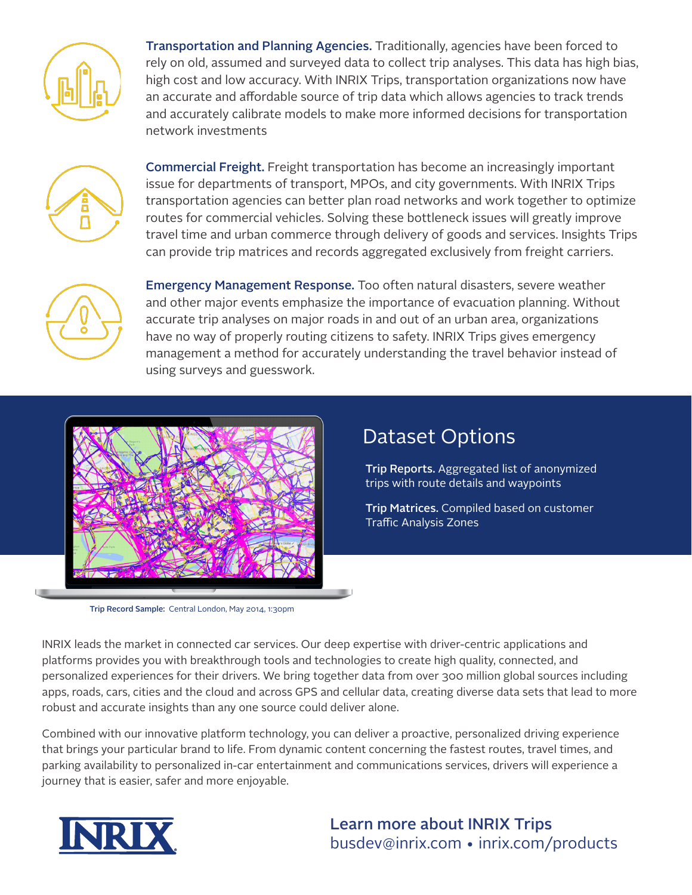**Transportation and Planning Agencies.** Traditionally, agencies have been forced to rely on old, assumed and surveyed data to collect trip analyses. This data has high bias, high cost and low accuracy. With INRIX Trips, transportation organizations now have an accurate and affordable source of trip data which allows agencies to track trends and accurately calibrate models to make more informed decisions for transportation network investments

**Commercial Freight.** Freight transportation has become an increasingly important issue for departments of transport, MPOs, and city governments. With INRIX Trips transportation agencies can better plan road networks and work together to optimize routes for commercial vehicles. Solving these bottleneck issues will greatly improve travel time and urban commerce through delivery of goods and services. Insights Trips can provide trip matrices and records aggregated exclusively from freight carriers.

**Emergency Management Response.** Too often natural disasters, severe weather and other major events emphasize the importance of evacuation planning. Without accurate trip analyses on major roads in and out of an urban area, organizations have no way of properly routing citizens to safety. INRIX Trips gives emergency management a method for accurately understanding the travel behavior instead of using surveys and guesswork.

## Dataset Options

**Trip Reports.** Aggregated list of anonymized trips with route details and waypoints

**Trip Matrices.** Compiled based on customer Traffic Analysis Zones

**Trip Record Sample:** Central London, May 2014, 1:30pm

INRIX leads the market in connected car services. Our deep expertise with driver-centric applications and platforms provides you with breakthrough tools and technologies to create high quality, connected, and personalized experiences for their drivers. We bring together data from over 300 million global sources including apps, roads, cars, cities and the cloud and across GPS and cellular data, creating diverse data sets that lead to more robust and accurate insights than any one source could deliver alone.

Combined with our innovative platform technology, you can deliver a proactive, personalized driving experience that brings your particular brand to life. From dynamic content concerning the fastest routes, travel times, and parking availability to personalized in-car entertainment and communications services, drivers will experience a journey that is easier, safer and more enjoyable.

INRIX

**Learn more about INRIX Trips**
busdev@inrix.com • inrix.com/products